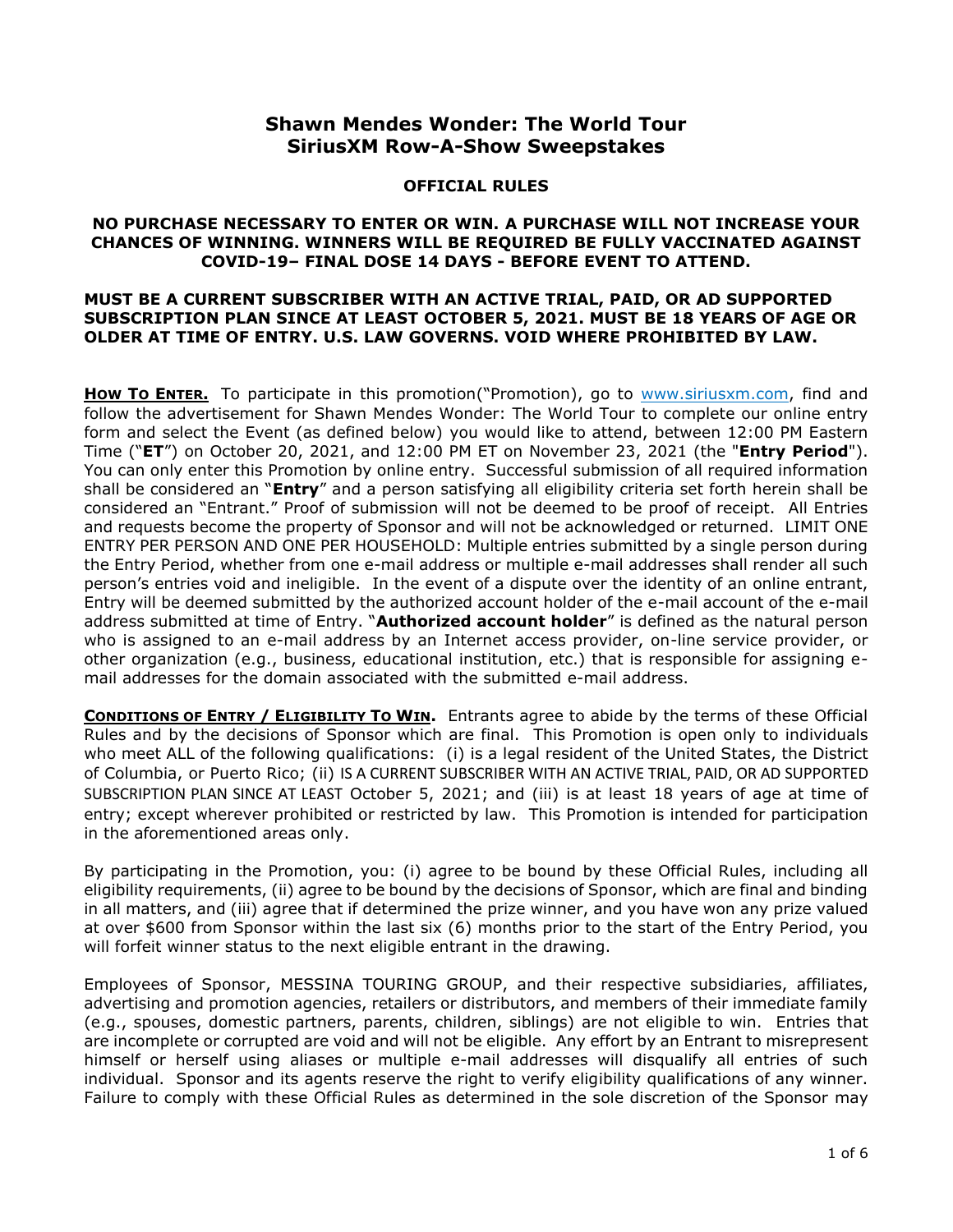# Shawn Mendes Wonder: The World Tour
# SiriusXM Row-A-Show Sweepstakes

## OFFICIAL RULES

**NO PURCHASE NECESSARY TO ENTER OR WIN. A PURCHASE WILL NOT INCREASE YOUR CHANCES OF WINNING. WINNERS WILL BE REQUIRED BE FULLY VACCINATED AGAINST COVID-19– FINAL DOSE 14 DAYS - BEFORE EVENT TO ATTEND.**

**MUST BE A CURRENT SUBSCRIBER WITH AN ACTIVE TRIAL, PAID, OR AD SUPPORTED SUBSCRIPTION PLAN SINCE AT LEAST OCTOBER 5, 2021. MUST BE 18 YEARS OF AGE OR OLDER AT TIME OF ENTRY. U.S. LAW GOVERNS. VOID WHERE PROHIBITED BY LAW.**

**HOW TO ENTER.** To participate in this promotion("Promotion), go to www.siriusxm.com, find and follow the advertisement for Shawn Mendes Wonder: The World Tour to complete our online entry form and select the Event (as defined below) you would like to attend, between 12:00 PM Eastern Time ("**ET**") on October 20, 2021, and 12:00 PM ET on November 23, 2021 (the "**Entry Period**"). You can only enter this Promotion by online entry. Successful submission of all required information shall be considered an "**Entry**" and a person satisfying all eligibility criteria set forth herein shall be considered an "Entrant." Proof of submission will not be deemed to be proof of receipt. All Entries and requests become the property of Sponsor and will not be acknowledged or returned. LIMIT ONE ENTRY PER PERSON AND ONE PER HOUSEHOLD: Multiple entries submitted by a single person during the Entry Period, whether from one e-mail address or multiple e-mail addresses shall render all such person's entries void and ineligible. In the event of a dispute over the identity of an online entrant, Entry will be deemed submitted by the authorized account holder of the e-mail account of the e-mail address submitted at time of Entry. "**Authorized account holder**" is defined as the natural person who is assigned to an e-mail address by an Internet access provider, on-line service provider, or other organization (e.g., business, educational institution, etc.) that is responsible for assigning e-mail addresses for the domain associated with the submitted e-mail address.

**CONDITIONS OF ENTRY / ELIGIBILITY TO WIN.** Entrants agree to abide by the terms of these Official Rules and by the decisions of Sponsor which are final. This Promotion is open only to individuals who meet ALL of the following qualifications: (i) is a legal resident of the United States, the District of Columbia, or Puerto Rico; (ii) IS A CURRENT SUBSCRIBER WITH AN ACTIVE TRIAL, PAID, OR AD SUPPORTED SUBSCRIPTION PLAN SINCE AT LEAST October 5, 2021; and (iii) is at least 18 years of age at time of entry; except wherever prohibited or restricted by law. This Promotion is intended for participation in the aforementioned areas only.

By participating in the Promotion, you: (i) agree to be bound by these Official Rules, including all eligibility requirements, (ii) agree to be bound by the decisions of Sponsor, which are final and binding in all matters, and (iii) agree that if determined the prize winner, and you have won any prize valued at over $600 from Sponsor within the last six (6) months prior to the start of the Entry Period, you will forfeit winner status to the next eligible entrant in the drawing.

Employees of Sponsor, MESSINA TOURING GROUP, and their respective subsidiaries, affiliates, advertising and promotion agencies, retailers or distributors, and members of their immediate family (e.g., spouses, domestic partners, parents, children, siblings) are not eligible to win. Entries that are incomplete or corrupted are void and will not be eligible. Any effort by an Entrant to misrepresent himself or herself using aliases or multiple e-mail addresses will disqualify all entries of such individual. Sponsor and its agents reserve the right to verify eligibility qualifications of any winner. Failure to comply with these Official Rules as determined in the sole discretion of the Sponsor may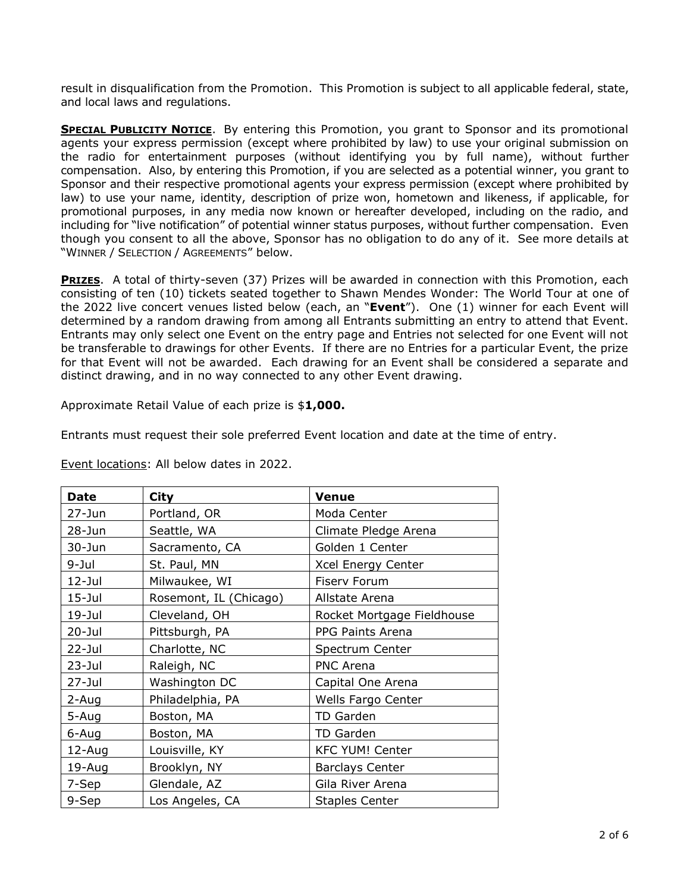result in disqualification from the Promotion. This Promotion is subject to all applicable federal, state, and local laws and regulations.

**Special Publicity Notice**. By entering this Promotion, you grant to Sponsor and its promotional agents your express permission (except where prohibited by law) to use your original submission on the radio for entertainment purposes (without identifying you by full name), without further compensation. Also, by entering this Promotion, if you are selected as a potential winner, you grant to Sponsor and their respective promotional agents your express permission (except where prohibited by law) to use your name, identity, description of prize won, hometown and likeness, if applicable, for promotional purposes, in any media now known or hereafter developed, including on the radio, and including for "live notification" of potential winner status purposes, without further compensation. Even though you consent to all the above, Sponsor has no obligation to do any of it. See more details at "Winner / Selection / Agreements" below.

**Prizes**. A total of thirty-seven (37) Prizes will be awarded in connection with this Promotion, each consisting of ten (10) tickets seated together to Shawn Mendes Wonder: The World Tour at one of the 2022 live concert venues listed below (each, an "**Event**"). One (1) winner for each Event will determined by a random drawing from among all Entrants submitting an entry to attend that Event. Entrants may only select one Event on the entry page and Entries not selected for one Event will not be transferable to drawings for other Events. If there are no Entries for a particular Event, the prize for that Event will not be awarded. Each drawing for an Event shall be considered a separate and distinct drawing, and in no way connected to any other Event drawing.

Approximate Retail Value of each prize is $**1,000.**

Entrants must request their sole preferred Event location and date at the time of entry.

Event locations: All below dates in 2022.

| Date | City | Venue |
| --- | --- | --- |
| 27-Jun | Portland, OR | Moda Center |
| 28-Jun | Seattle, WA | Climate Pledge Arena |
| 30-Jun | Sacramento, CA | Golden 1 Center |
| 9-Jul | St. Paul, MN | Xcel Energy Center |
| 12-Jul | Milwaukee, WI | Fiserv Forum |
| 15-Jul | Rosemont, IL (Chicago) | Allstate Arena |
| 19-Jul | Cleveland, OH | Rocket Mortgage Fieldhouse |
| 20-Jul | Pittsburgh, PA | PPG Paints Arena |
| 22-Jul | Charlotte, NC | Spectrum Center |
| 23-Jul | Raleigh, NC | PNC Arena |
| 27-Jul | Washington DC | Capital One Arena |
| 2-Aug | Philadelphia, PA | Wells Fargo Center |
| 5-Aug | Boston, MA | TD Garden |
| 6-Aug | Boston, MA | TD Garden |
| 12-Aug | Louisville, KY | KFC YUM! Center |
| 19-Aug | Brooklyn, NY | Barclays Center |
| 7-Sep | Glendale, AZ | Gila River Arena |
| 9-Sep | Los Angeles, CA | Staples Center |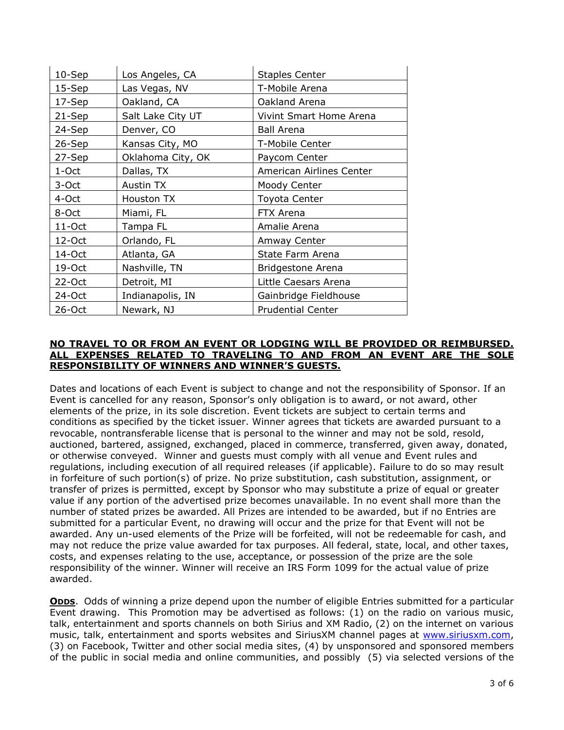| 10-Sep | Los Angeles, CA | Staples Center |
|---|---|---|
| 15-Sep | Las Vegas, NV | T-Mobile Arena |
| 17-Sep | Oakland, CA | Oakland Arena |
| 21-Sep | Salt Lake City UT | Vivint Smart Home Arena |
| 24-Sep | Denver, CO | Ball Arena |
| 26-Sep | Kansas City, MO | T-Mobile Center |
| 27-Sep | Oklahoma City, OK | Paycom Center |
| 1-Oct | Dallas, TX | American Airlines Center |
| 3-Oct | Austin TX | Moody Center |
| 4-Oct | Houston TX | Toyota Center |
| 8-Oct | Miami, FL | FTX Arena |
| 11-Oct | Tampa FL | Amalie Arena |
| 12-Oct | Orlando, FL | Amway Center |
| 14-Oct | Atlanta, GA | State Farm Arena |
| 19-Oct | Nashville, TN | Bridgestone Arena |
| 22-Oct | Detroit, MI | Little Caesars Arena |
| 24-Oct | Indianapolis, IN | Gainbridge Fieldhouse |
| 26-Oct | Newark, NJ | Prudential Center |

**NO TRAVEL TO OR FROM AN EVENT OR LODGING WILL BE PROVIDED OR REIMBURSED. ALL EXPENSES RELATED TO TRAVELING TO AND FROM AN EVENT ARE THE SOLE RESPONSIBILITY OF WINNERS AND WINNER'S GUESTS.**

Dates and locations of each Event is subject to change and not the responsibility of Sponsor. If an Event is cancelled for any reason, Sponsor's only obligation is to award, or not award, other elements of the prize, in its sole discretion. Event tickets are subject to certain terms and conditions as specified by the ticket issuer. Winner agrees that tickets are awarded pursuant to a revocable, nontransferable license that is personal to the winner and may not be sold, resold, auctioned, bartered, assigned, exchanged, placed in commerce, transferred, given away, donated, or otherwise conveyed. Winner and guests must comply with all venue and Event rules and regulations, including execution of all required releases (if applicable). Failure to do so may result in forfeiture of such portion(s) of prize. No prize substitution, cash substitution, assignment, or transfer of prizes is permitted, except by Sponsor who may substitute a prize of equal or greater value if any portion of the advertised prize becomes unavailable. In no event shall more than the number of stated prizes be awarded. All Prizes are intended to be awarded, but if no Entries are submitted for a particular Event, no drawing will occur and the prize for that Event will not be awarded. Any un-used elements of the Prize will be forfeited, will not be redeemable for cash, and may not reduce the prize value awarded for tax purposes. All federal, state, local, and other taxes, costs, and expenses relating to the use, acceptance, or possession of the prize are the sole responsibility of the winner. Winner will receive an IRS Form 1099 for the actual value of prize awarded.

**ODDS**. Odds of winning a prize depend upon the number of eligible Entries submitted for a particular Event drawing. This Promotion may be advertised as follows: (1) on the radio on various music, talk, entertainment and sports channels on both Sirius and XM Radio, (2) on the internet on various music, talk, entertainment and sports websites and SiriusXM channel pages at www.siriusxm.com, (3) on Facebook, Twitter and other social media sites, (4) by unsponsored and sponsored members of the public in social media and online communities, and possibly (5) via selected versions of the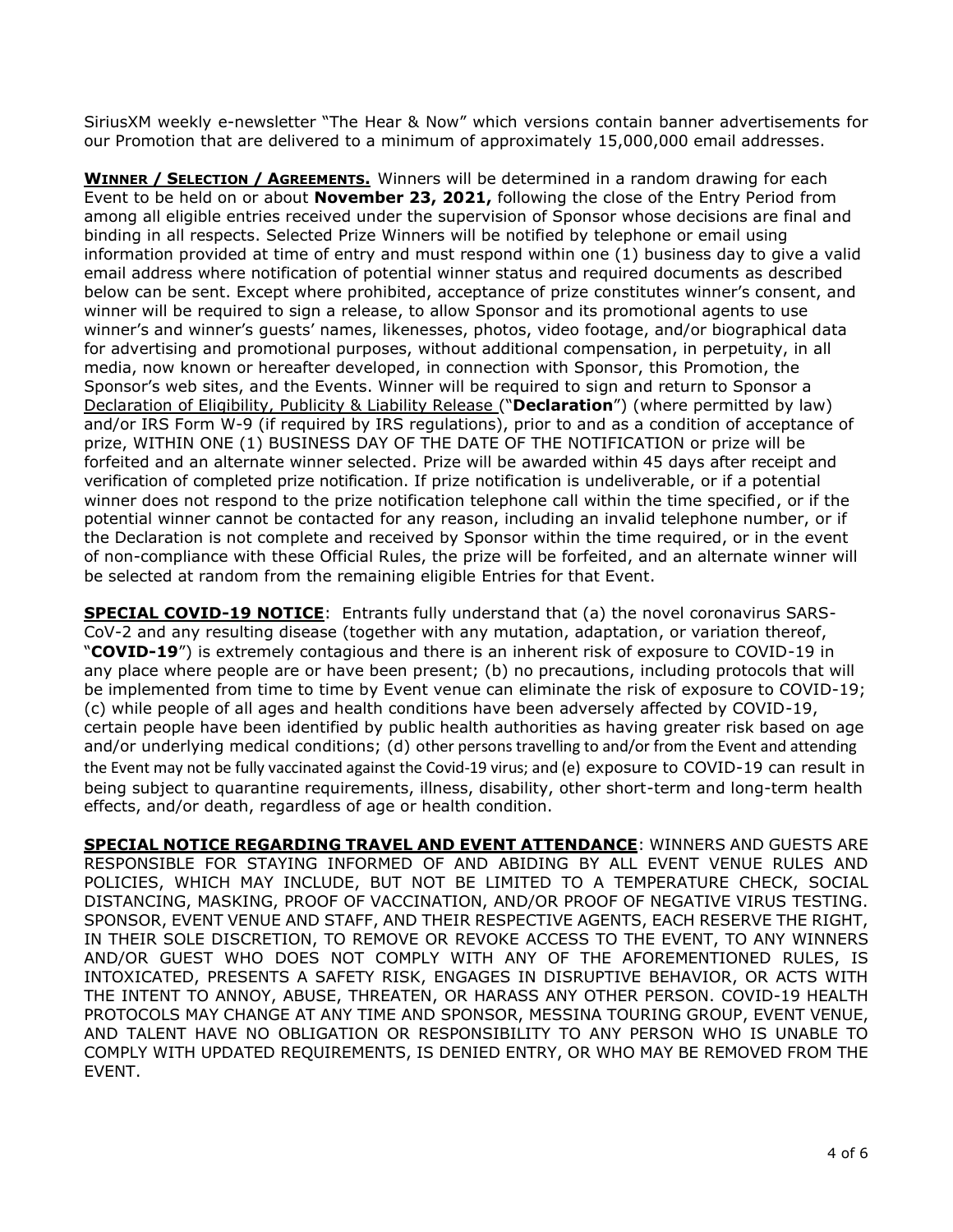SiriusXM weekly e-newsletter "The Hear & Now" which versions contain banner advertisements for our Promotion that are delivered to a minimum of approximately 15,000,000 email addresses.

**WINNER / SELECTION / AGREEMENTS.** Winners will be determined in a random drawing for each Event to be held on or about **November 23, 2021,** following the close of the Entry Period from among all eligible entries received under the supervision of Sponsor whose decisions are final and binding in all respects. Selected Prize Winners will be notified by telephone or email using information provided at time of entry and must respond within one (1) business day to give a valid email address where notification of potential winner status and required documents as described below can be sent. Except where prohibited, acceptance of prize constitutes winner's consent, and winner will be required to sign a release, to allow Sponsor and its promotional agents to use winner's and winner's guests' names, likenesses, photos, video footage, and/or biographical data for advertising and promotional purposes, without additional compensation, in perpetuity, in all media, now known or hereafter developed, in connection with Sponsor, this Promotion, the Sponsor's web sites, and the Events. Winner will be required to sign and return to Sponsor a Declaration of Eligibility, Publicity & Liability Release ("**Declaration**") (where permitted by law) and/or IRS Form W-9 (if required by IRS regulations), prior to and as a condition of acceptance of prize, WITHIN ONE (1) BUSINESS DAY OF THE DATE OF THE NOTIFICATION or prize will be forfeited and an alternate winner selected. Prize will be awarded within 45 days after receipt and verification of completed prize notification. If prize notification is undeliverable, or if a potential winner does not respond to the prize notification telephone call within the time specified, or if the potential winner cannot be contacted for any reason, including an invalid telephone number, or if the Declaration is not complete and received by Sponsor within the time required, or in the event of non-compliance with these Official Rules, the prize will be forfeited, and an alternate winner will be selected at random from the remaining eligible Entries for that Event.

**SPECIAL COVID-19 NOTICE**: Entrants fully understand that (a) the novel coronavirus SARS-CoV-2 and any resulting disease (together with any mutation, adaptation, or variation thereof, "**COVID-19**") is extremely contagious and there is an inherent risk of exposure to COVID-19 in any place where people are or have been present; (b) no precautions, including protocols that will be implemented from time to time by Event venue can eliminate the risk of exposure to COVID-19; (c) while people of all ages and health conditions have been adversely affected by COVID-19, certain people have been identified by public health authorities as having greater risk based on age and/or underlying medical conditions; (d) other persons travelling to and/or from the Event and attending the Event may not be fully vaccinated against the Covid-19 virus; and (e) exposure to COVID-19 can result in being subject to quarantine requirements, illness, disability, other short-term and long-term health effects, and/or death, regardless of age or health condition.

**SPECIAL NOTICE REGARDING TRAVEL AND EVENT ATTENDANCE**: WINNERS AND GUESTS ARE RESPONSIBLE FOR STAYING INFORMED OF AND ABIDING BY ALL EVENT VENUE RULES AND POLICIES, WHICH MAY INCLUDE, BUT NOT BE LIMITED TO A TEMPERATURE CHECK, SOCIAL DISTANCING, MASKING, PROOF OF VACCINATION, AND/OR PROOF OF NEGATIVE VIRUS TESTING. SPONSOR, EVENT VENUE AND STAFF, AND THEIR RESPECTIVE AGENTS, EACH RESERVE THE RIGHT, IN THEIR SOLE DISCRETION, TO REMOVE OR REVOKE ACCESS TO THE EVENT, TO ANY WINNERS AND/OR GUEST WHO DOES NOT COMPLY WITH ANY OF THE AFOREMENTIONED RULES, IS INTOXICATED, PRESENTS A SAFETY RISK, ENGAGES IN DISRUPTIVE BEHAVIOR, OR ACTS WITH THE INTENT TO ANNOY, ABUSE, THREATEN, OR HARASS ANY OTHER PERSON. COVID-19 HEALTH PROTOCOLS MAY CHANGE AT ANY TIME AND SPONSOR, MESSINA TOURING GROUP, EVENT VENUE, AND TALENT HAVE NO OBLIGATION OR RESPONSIBILITY TO ANY PERSON WHO IS UNABLE TO COMPLY WITH UPDATED REQUIREMENTS, IS DENIED ENTRY, OR WHO MAY BE REMOVED FROM THE EVENT.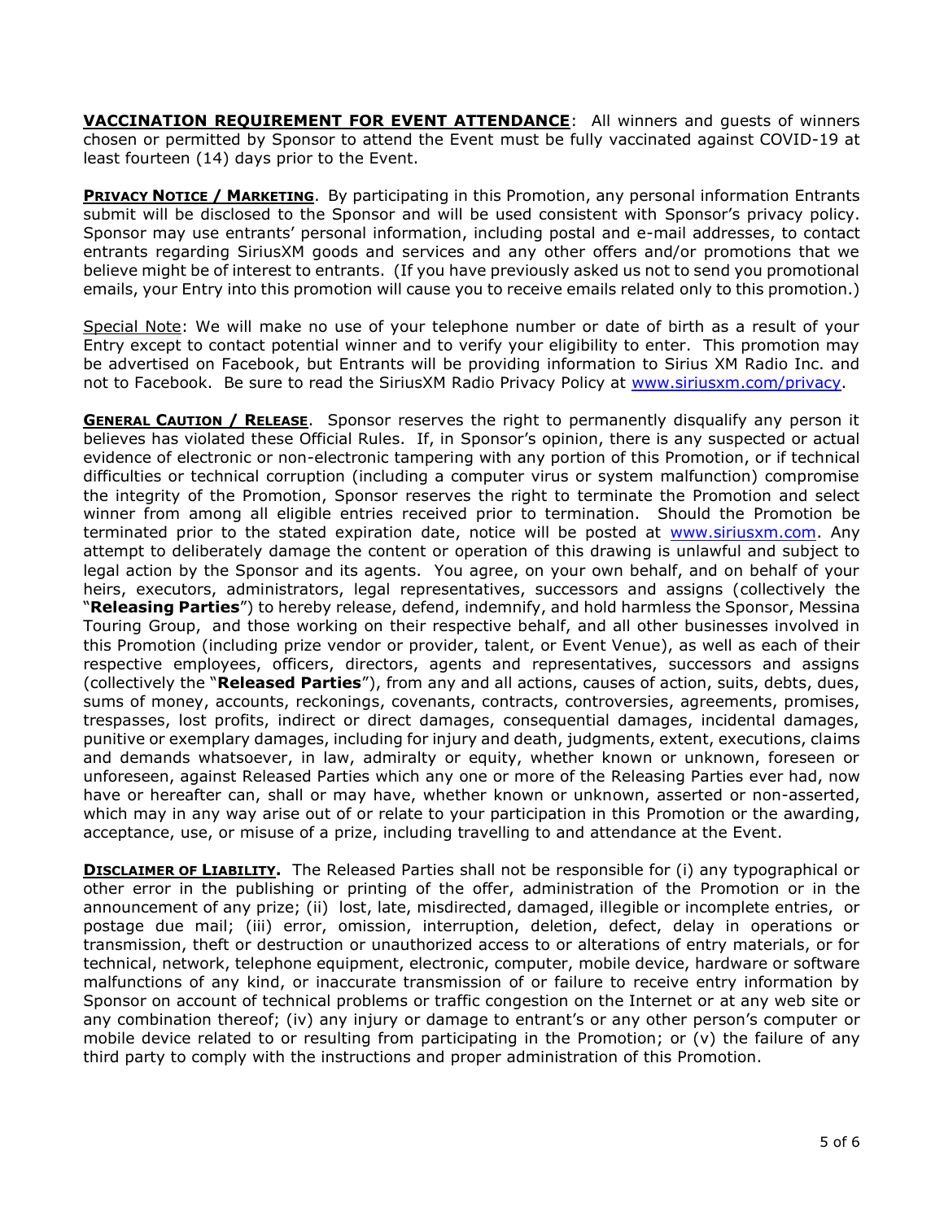**VACCINATION REQUIREMENT FOR EVENT ATTENDANCE**: All winners and guests of winners chosen or permitted by Sponsor to attend the Event must be fully vaccinated against COVID-19 at least fourteen (14) days prior to the Event.

**PRIVACY NOTICE / MARKETING**. By participating in this Promotion, any personal information Entrants submit will be disclosed to the Sponsor and will be used consistent with Sponsor's privacy policy. Sponsor may use entrants' personal information, including postal and e-mail addresses, to contact entrants regarding SiriusXM goods and services and any other offers and/or promotions that we believe might be of interest to entrants. (If you have previously asked us not to send you promotional emails, your Entry into this promotion will cause you to receive emails related only to this promotion.)

Special Note: We will make no use of your telephone number or date of birth as a result of your Entry except to contact potential winner and to verify your eligibility to enter. This promotion may be advertised on Facebook, but Entrants will be providing information to Sirius XM Radio Inc. and not to Facebook. Be sure to read the SiriusXM Radio Privacy Policy at [www.siriusxm.com/privacy](www.siriusxm.com/privacy).

**GENERAL CAUTION / RELEASE**. Sponsor reserves the right to permanently disqualify any person it believes has violated these Official Rules. If, in Sponsor's opinion, there is any suspected or actual evidence of electronic or non-electronic tampering with any portion of this Promotion, or if technical difficulties or technical corruption (including a computer virus or system malfunction) compromise the integrity of the Promotion, Sponsor reserves the right to terminate the Promotion and select winner from among all eligible entries received prior to termination. Should the Promotion be terminated prior to the stated expiration date, notice will be posted at [www.siriusxm.com](www.siriusxm.com). Any attempt to deliberately damage the content or operation of this drawing is unlawful and subject to legal action by the Sponsor and its agents. You agree, on your own behalf, and on behalf of your heirs, executors, administrators, legal representatives, successors and assigns (collectively the "**Releasing Parties**") to hereby release, defend, indemnify, and hold harmless the Sponsor, Messina Touring Group, and those working on their respective behalf, and all other businesses involved in this Promotion (including prize vendor or provider, talent, or Event Venue), as well as each of their respective employees, officers, directors, agents and representatives, successors and assigns (collectively the "**Released Parties**"), from any and all actions, causes of action, suits, debts, dues, sums of money, accounts, reckonings, covenants, contracts, controversies, agreements, promises, trespasses, lost profits, indirect or direct damages, consequential damages, incidental damages, punitive or exemplary damages, including for injury and death, judgments, extent, executions, claims and demands whatsoever, in law, admiralty or equity, whether known or unknown, foreseen or unforeseen, against Released Parties which any one or more of the Releasing Parties ever had, now have or hereafter can, shall or may have, whether known or unknown, asserted or non-asserted, which may in any way arise out of or relate to your participation in this Promotion or the awarding, acceptance, use, or misuse of a prize, including travelling to and attendance at the Event.

**DISCLAIMER OF LIABILITY.** The Released Parties shall not be responsible for (i) any typographical or other error in the publishing or printing of the offer, administration of the Promotion or in the announcement of any prize; (ii) lost, late, misdirected, damaged, illegible or incomplete entries, or postage due mail; (iii) error, omission, interruption, deletion, defect, delay in operations or transmission, theft or destruction or unauthorized access to or alterations of entry materials, or for technical, network, telephone equipment, electronic, computer, mobile device, hardware or software malfunctions of any kind, or inaccurate transmission of or failure to receive entry information by Sponsor on account of technical problems or traffic congestion on the Internet or at any web site or any combination thereof; (iv) any injury or damage to entrant's or any other person's computer or mobile device related to or resulting from participating in the Promotion; or (v) the failure of any third party to comply with the instructions and proper administration of this Promotion.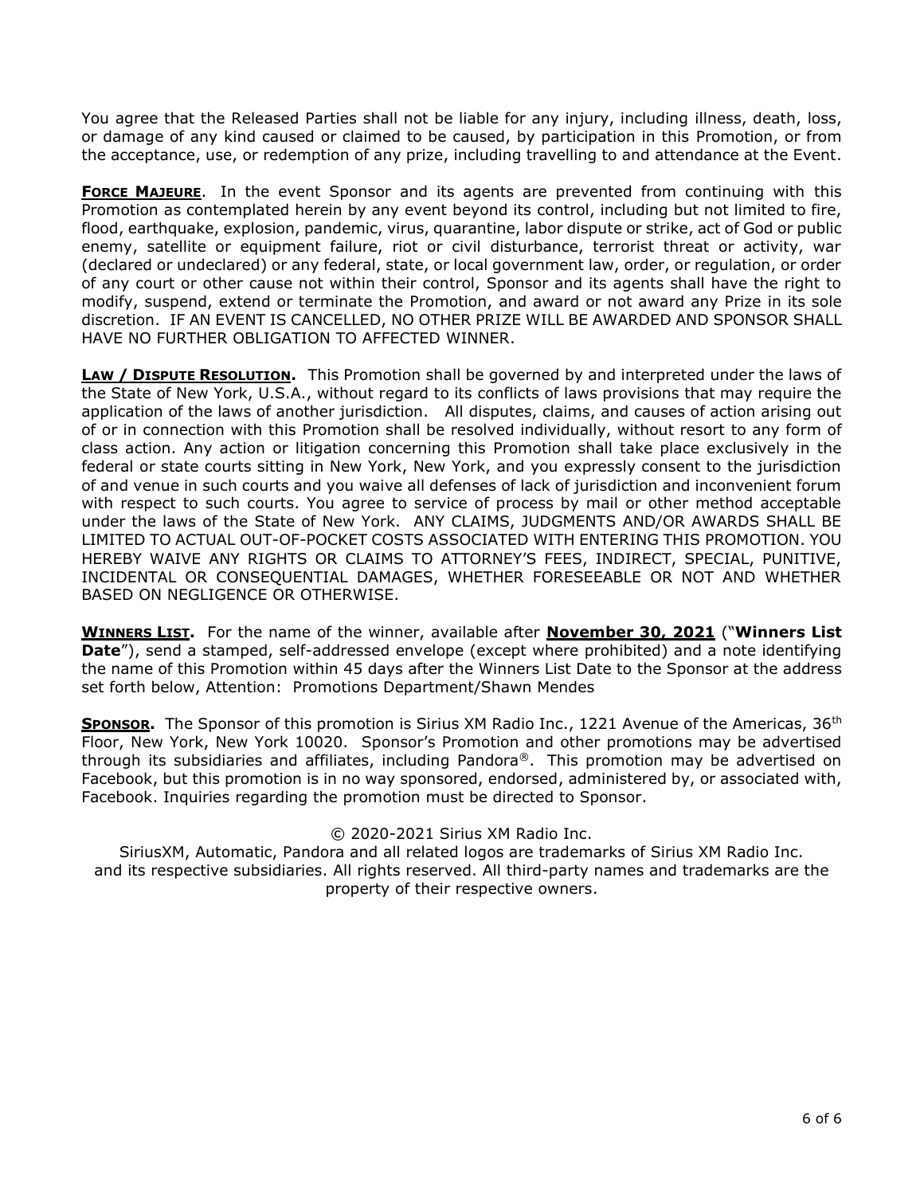You agree that the Released Parties shall not be liable for any injury, including illness, death, loss, or damage of any kind caused or claimed to be caused, by participation in this Promotion, or from the acceptance, use, or redemption of any prize, including travelling to and attendance at the Event.

**FORCE MAJEURE**. In the event Sponsor and its agents are prevented from continuing with this Promotion as contemplated herein by any event beyond its control, including but not limited to fire, flood, earthquake, explosion, pandemic, virus, quarantine, labor dispute or strike, act of God or public enemy, satellite or equipment failure, riot or civil disturbance, terrorist threat or activity, war (declared or undeclared) or any federal, state, or local government law, order, or regulation, or order of any court or other cause not within their control, Sponsor and its agents shall have the right to modify, suspend, extend or terminate the Promotion, and award or not award any Prize in its sole discretion. IF AN EVENT IS CANCELLED, NO OTHER PRIZE WILL BE AWARDED AND SPONSOR SHALL HAVE NO FURTHER OBLIGATION TO AFFECTED WINNER.

**LAW / DISPUTE RESOLUTION.** This Promotion shall be governed by and interpreted under the laws of the State of New York, U.S.A., without regard to its conflicts of laws provisions that may require the application of the laws of another jurisdiction. All disputes, claims, and causes of action arising out of or in connection with this Promotion shall be resolved individually, without resort to any form of class action. Any action or litigation concerning this Promotion shall take place exclusively in the federal or state courts sitting in New York, New York, and you expressly consent to the jurisdiction of and venue in such courts and you waive all defenses of lack of jurisdiction and inconvenient forum with respect to such courts. You agree to service of process by mail or other method acceptable under the laws of the State of New York. ANY CLAIMS, JUDGMENTS AND/OR AWARDS SHALL BE LIMITED TO ACTUAL OUT-OF-POCKET COSTS ASSOCIATED WITH ENTERING THIS PROMOTION. YOU HEREBY WAIVE ANY RIGHTS OR CLAIMS TO ATTORNEY'S FEES, INDIRECT, SPECIAL, PUNITIVE, INCIDENTAL OR CONSEQUENTIAL DAMAGES, WHETHER FORESEEABLE OR NOT AND WHETHER BASED ON NEGLIGENCE OR OTHERWISE.

**WINNERS LIST.** For the name of the winner, available after **November 30, 2021** ("**Winners List Date**"), send a stamped, self-addressed envelope (except where prohibited) and a note identifying the name of this Promotion within 45 days after the Winners List Date to the Sponsor at the address set forth below, Attention: Promotions Department/Shawn Mendes

**SPONSOR.** The Sponsor of this promotion is Sirius XM Radio Inc., 1221 Avenue of the Americas, 36th Floor, New York, New York 10020. Sponsor's Promotion and other promotions may be advertised through its subsidiaries and affiliates, including Pandora®. This promotion may be advertised on Facebook, but this promotion is in no way sponsored, endorsed, administered by, or associated with, Facebook. Inquiries regarding the promotion must be directed to Sponsor.

© 2020-2021 Sirius XM Radio Inc.
SiriusXM, Automatic, Pandora and all related logos are trademarks of Sirius XM Radio Inc. and its respective subsidiaries. All rights reserved. All third-party names and trademarks are the property of their respective owners.